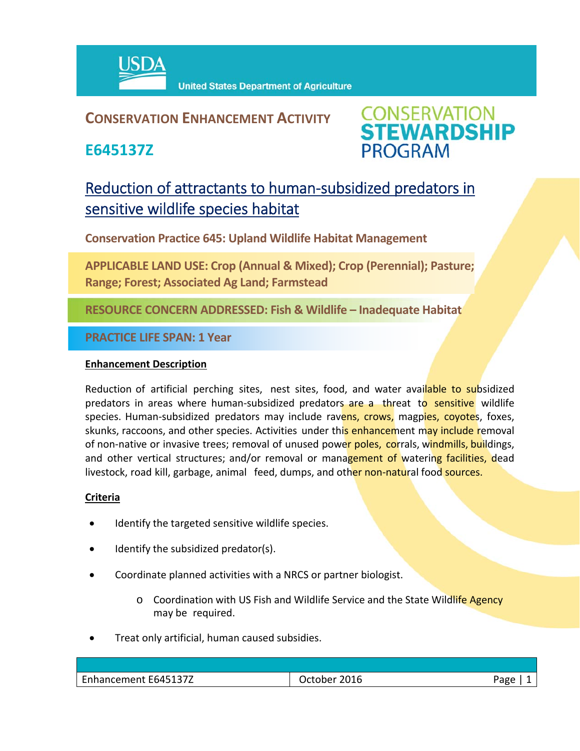USDA United States Department of Agriculture

## CONSERVATION ENHANCEMENT ACTIVITY

## E645137Z

CONSERVATION STEWARDSHIP PROGRAM

# Reduction of attractants to human-subsidized predators in sensitive wildlife species habitat

**Conservation Practice 645: Upland Wildlife Habitat Management**

**APPLICABLE LAND USE: Crop (Annual & Mixed); Crop (Perennial); Pasture; Range; Forest; Associated Ag Land; Farmstead**

**RESOURCE CONCERN ADDRESSED: Fish & Wildlife – Inadequate Habitat**

**PRACTICE LIFE SPAN: 1 Year**

**Enhancement Description**

Reduction of artificial perching sites, nest sites, food, and water available to subsidized predators in areas where human-subsidized predators are a threat to sensitive wildlife species. Human-subsidized predators may include ravens, crows, magpies, coyotes, foxes, skunks, raccoons, and other species. Activities under this enhancement may include removal of non-native or invasive trees; removal of unused power poles, corrals, windmills, buildings, and other vertical structures; and/or removal or management of watering facilities, dead livestock, road kill, garbage, animal feed, dumps, and other non-natural food sources.

**Criteria**

- Identify the targeted sensitive wildlife species.
- Identify the subsidized predator(s).
- Coordinate planned activities with a NRCS or partner biologist.
  - Coordination with US Fish and Wildlife Service and the State Wildlife Agency may be required.
- Treat only artificial, human caused subsidies.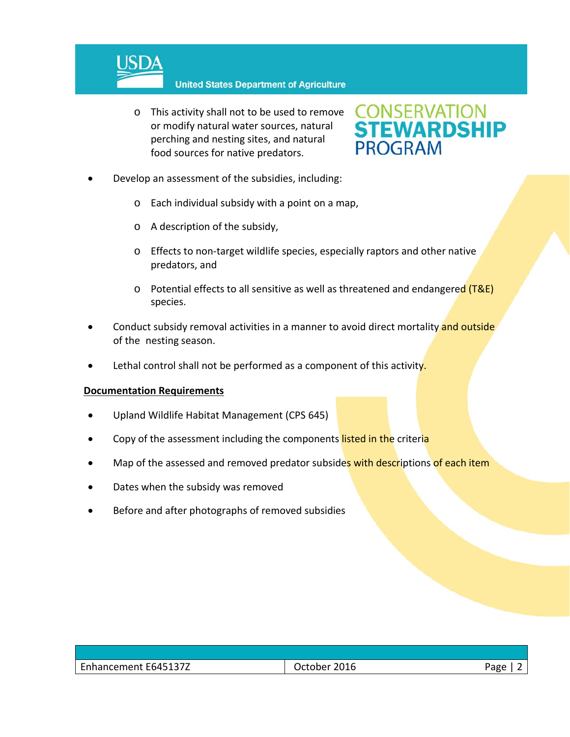- This activity shall not to be used to remove or modify natural water sources, natural perching and nesting sites, and natural food sources for native predators.

- Develop an assessment of the subsidies, including:
  - Each individual subsidy with a point on a map,
  - A description of the subsidy,
  - Effects to non-target wildlife species, especially raptors and other native predators, and
  - Potential effects to all sensitive as well as threatened and endangered (T&E) species.
- Conduct subsidy removal activities in a manner to avoid direct mortality and outside of the nesting season.
- Lethal control shall not be performed as a component of this activity.

**Documentation Requirements**

- Upland Wildlife Habitat Management (CPS 645)
- Copy of the assessment including the components listed in the criteria
- Map of the assessed and removed predator subsides with descriptions of each item
- Dates when the subsidy was removed
- Before and after photographs of removed subsidies